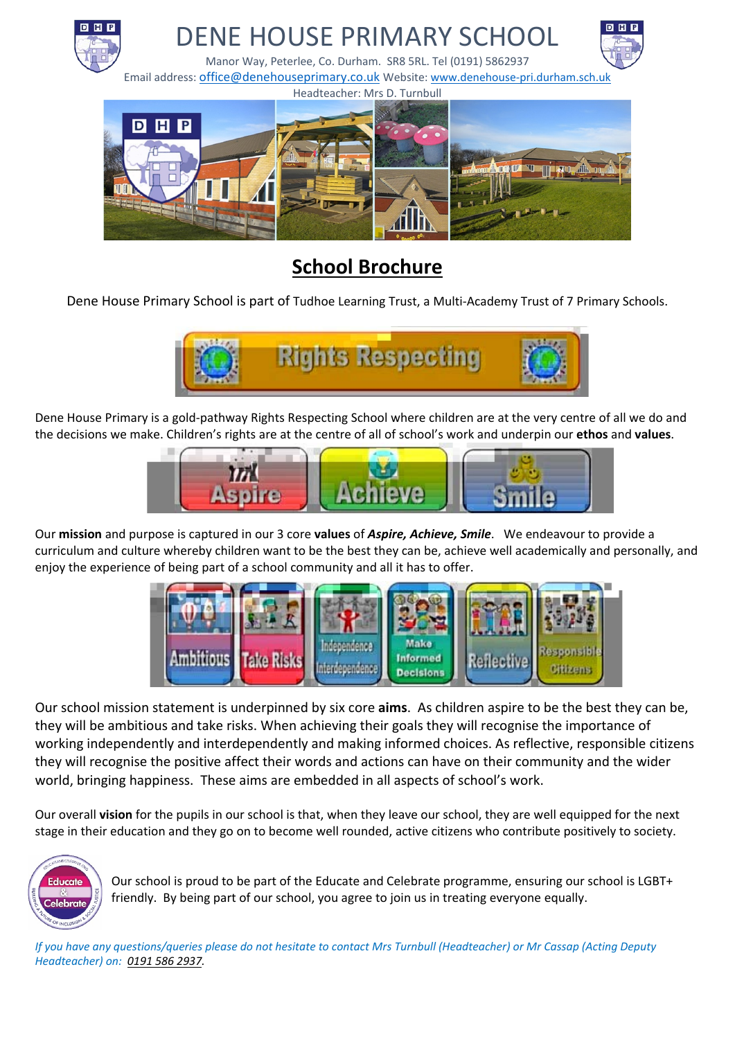# DENE HOUSE PRIMARY SCHOOL

Manor Way, Peterlee, Co. Durham. SR8 5RL. Tel (0191) 5862937

Email address: office@denehouseprimary.co.uk Website: www.denehouse-pri.durham.sch.uk

Headteacher: Mrs D. Turnbull

## School Brochure

Dene House Primary School is part of Tudhoe Learning Trust, a Multi-Academy Trust of 7 Primary Schools.

Dene House Primary is a gold-pathway Rights Respecting School where children are at the very centre of all we do and the decisions we make. Children's rights are at the centre of all of school's work and underpin our **ethos** and **values**.

Our **mission** and purpose is captured in our 3 core **values** of ***Aspire, Achieve, Smile***. We endeavour to provide a curriculum and culture whereby children want to be the best they can be, achieve well academically and personally, and enjoy the experience of being part of a school community and all it has to offer.

Our school mission statement is underpinned by six core **aims**. As children aspire to be the best they can be, they will be ambitious and take risks. When achieving their goals they will recognise the importance of working independently and interdependently and making informed choices. As reflective, responsible citizens they will recognise the positive affect their words and actions can have on their community and the wider world, bringing happiness. These aims are embedded in all aspects of school's work.

Our overall **vision** for the pupils in our school is that, when they leave our school, they are well equipped for the next stage in their education and they go on to become well rounded, active citizens who contribute positively to society.

Our school is proud to be part of the Educate and Celebrate programme, ensuring our school is LGBT+ friendly. By being part of our school, you agree to join us in treating everyone equally.

*If you have any questions/queries please do not hesitate to contact Mrs Turnbull (Headteacher) or Mr Cassap (Acting Deputy Headteacher) on: 0191 586 2937.*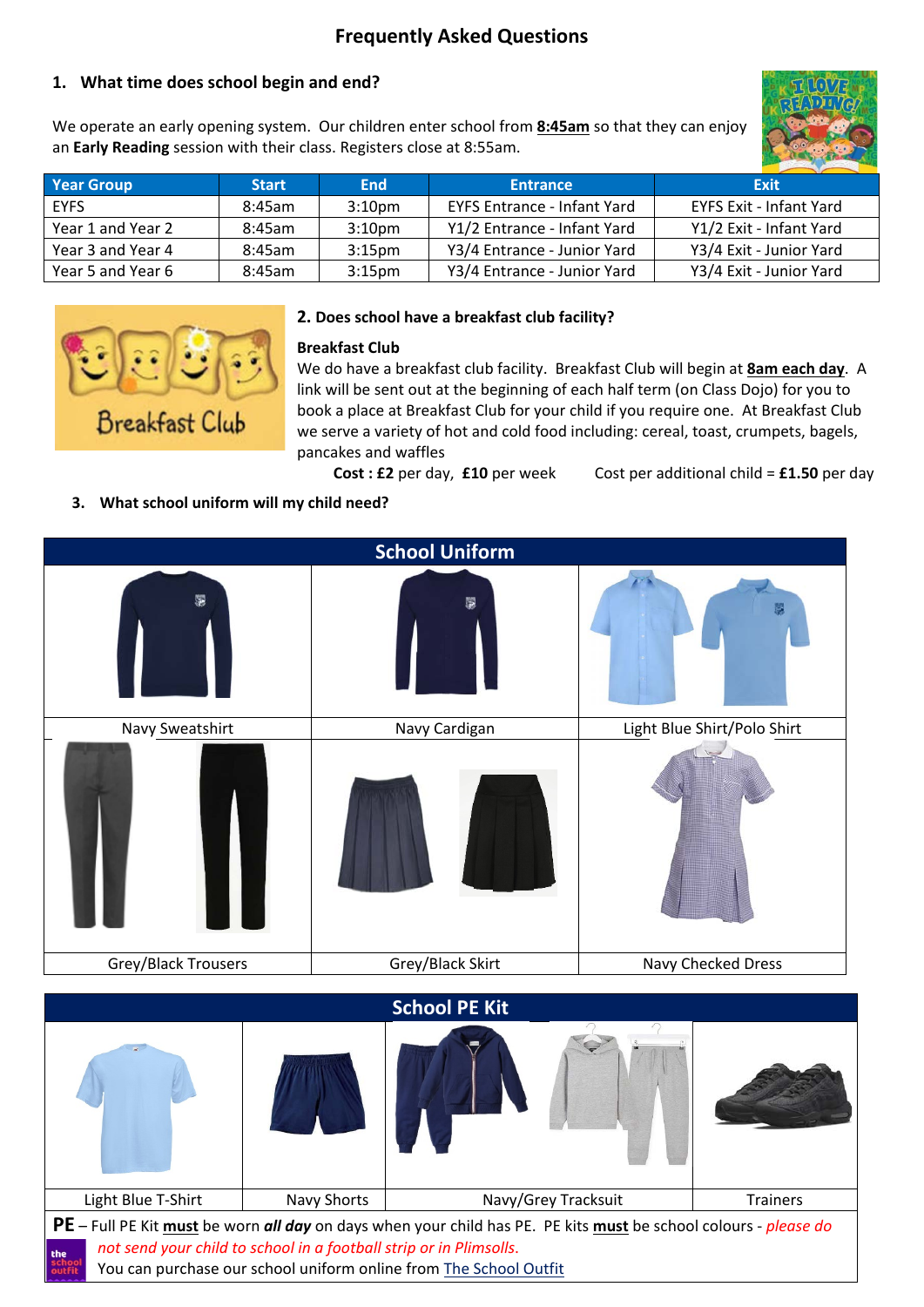# Frequently Asked Questions

## 1. What time does school begin and end?

We operate an early opening system. Our children enter school from **8:45am** so that they can enjoy an **Early Reading** session with their class. Registers close at 8:55am.

| Year Group | Start | End | Entrance | Exit |
|---|---|---|---|---|
| EYFS | 8:45am | 3:10pm | EYFS Entrance - Infant Yard | EYFS Exit - Infant Yard |
| Year 1 and Year 2 | 8:45am | 3:10pm | Y1/2 Entrance - Infant Yard | Y1/2 Exit - Infant Yard |
| Year 3 and Year 4 | 8:45am | 3:15pm | Y3/4 Entrance - Junior Yard | Y3/4 Exit - Junior Yard |
| Year 5 and Year 6 | 8:45am | 3:15pm | Y3/4 Entrance - Junior Yard | Y3/4 Exit - Junior Yard |

## 2. Does school have a breakfast club facility?

**Breakfast Club**

We do have a breakfast club facility. Breakfast Club will begin at **8am each day**. A link will be sent out at the beginning of each half term (on Class Dojo) for you to book a place at Breakfast Club for your child if you require one. At Breakfast Club we serve a variety of hot and cold food including: cereal, toast, crumpets, bagels, pancakes and waffles

**Cost : £2** per day, **£10** per week  Cost per additional child = **£1.50** per day

## 3. What school uniform will my child need?

| School Uniform | | |
|---|---|---|
| Navy Sweatshirt | Navy Cardigan | Light Blue Shirt/Polo Shirt |
| Grey/Black Trousers | Grey/Black Skirt | Navy Checked Dress |

| School PE Kit | | | |
|---|---|---|---|
| Light Blue T-Shirt | Navy Shorts | Navy/Grey Tracksuit | Trainers |

**PE** – Full PE Kit **must** be worn ***all day*** on days when your child has PE. PE kits **must** be school colours - *please do not send your child to school in a football strip or in Plimsolls.*

You can purchase our school uniform online from The School Outfit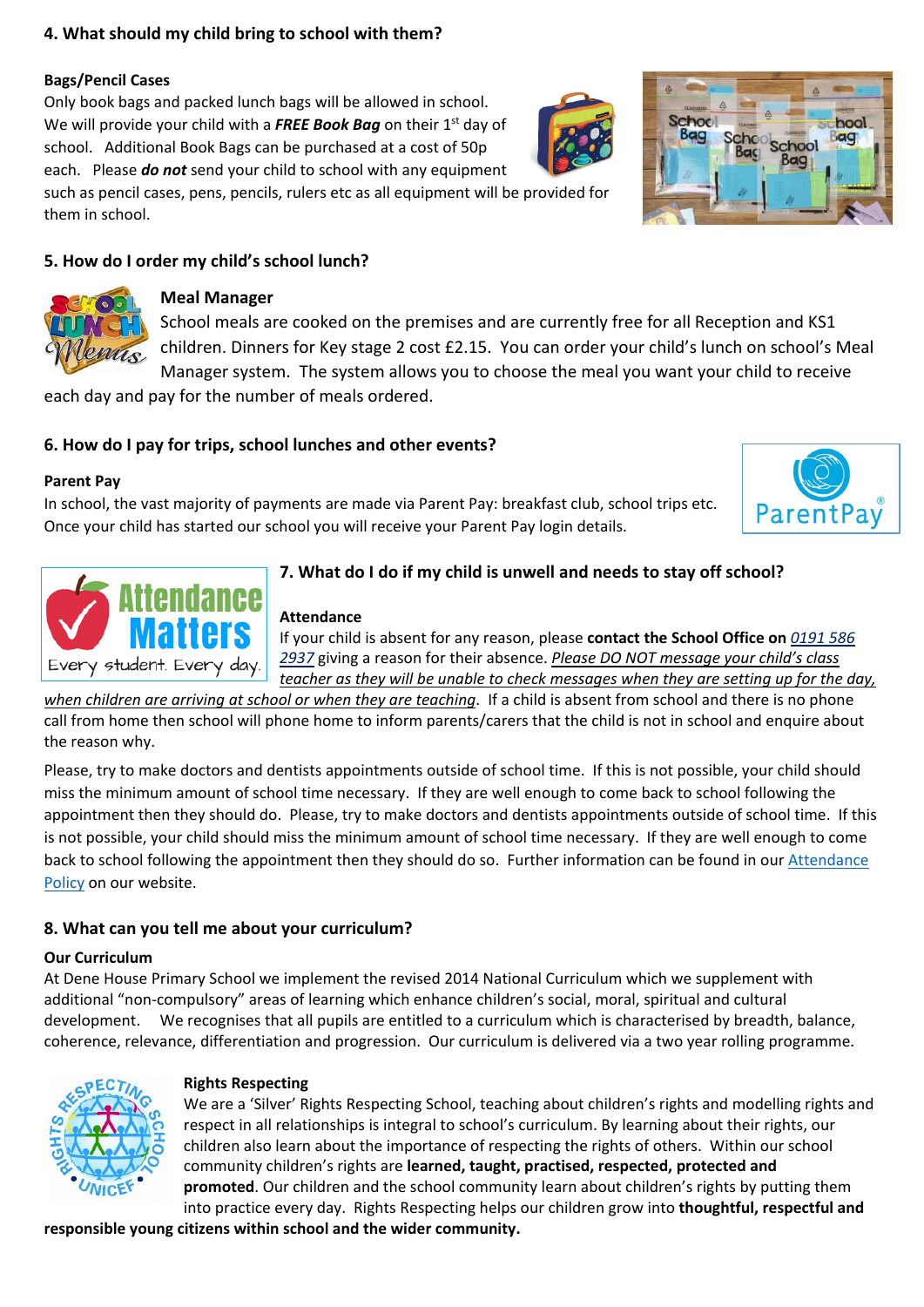## 4. What should my child bring to school with them?

**Bags/Pencil Cases**

Only book bags and packed lunch bags will be allowed in school. We will provide your child with a ***FREE Book Bag*** on their 1st day of school. Additional Book Bags can be purchased at a cost of 50p each. Please ***do not*** send your child to school with any equipment such as pencil cases, pens, pencils, rulers etc as all equipment will be provided for them in school.

## 5. How do I order my child's school lunch?

**Meal Manager**

School meals are cooked on the premises and are currently free for all Reception and KS1 children. Dinners for Key stage 2 cost £2.15. You can order your child's lunch on school's Meal Manager system. The system allows you to choose the meal you want your child to receive each day and pay for the number of meals ordered.

## 6. How do I pay for trips, school lunches and other events?

**Parent Pay**

In school, the vast majority of payments are made via Parent Pay: breakfast club, school trips etc. Once your child has started our school you will receive your Parent Pay login details.

## 7. What do I do if my child is unwell and needs to stay off school?

**Attendance**

If your child is absent for any reason, please **contact the School Office on** *0191 586 2937* giving a reason for their absence. *Please DO NOT message your child's class teacher as they will be unable to check messages when they are setting up for the day, when children are arriving at school or when they are teaching*. If a child is absent from school and there is no phone call from home then school will phone home to inform parents/carers that the child is not in school and enquire about the reason why.

Please, try to make doctors and dentists appointments outside of school time. If this is not possible, your child should miss the minimum amount of school time necessary. If they are well enough to come back to school following the appointment then they should do. Please, try to make doctors and dentists appointments outside of school time. If this is not possible, your child should miss the minimum amount of school time necessary. If they are well enough to come back to school following the appointment then they should do so. Further information can be found in our Attendance Policy on our website.

## 8. What can you tell me about your curriculum?

**Our Curriculum**

At Dene House Primary School we implement the revised 2014 National Curriculum which we supplement with additional "non-compulsory" areas of learning which enhance children's social, moral, spiritual and cultural development. We recognises that all pupils are entitled to a curriculum which is characterised by breadth, balance, coherence, relevance, differentiation and progression. Our curriculum is delivered via a two year rolling programme.

**Rights Respecting**

We are a 'Silver' Rights Respecting School, teaching about children's rights and modelling rights and respect in all relationships is integral to school's curriculum. By learning about their rights, our children also learn about the importance of respecting the rights of others. Within our school community children's rights are **learned, taught, practised, respected, protected and promoted**. Our children and the school community learn about children's rights by putting them into practice every day. Rights Respecting helps our children grow into **thoughtful, respectful and responsible young citizens within school and the wider community.**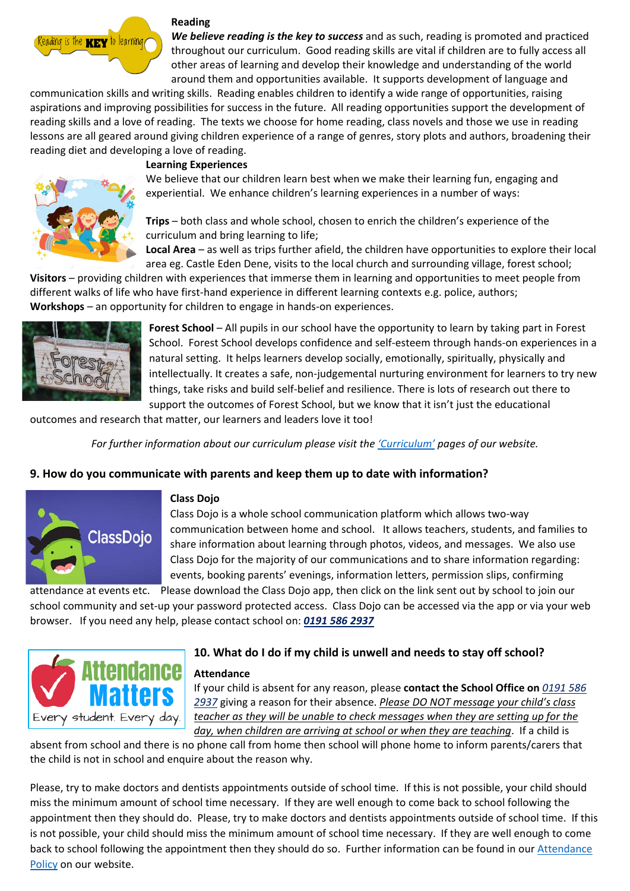**Reading**

***We believe reading is the key to success*** and as such, reading is promoted and practiced throughout our curriculum. Good reading skills are vital if children are to fully access all other areas of learning and develop their knowledge and understanding of the world around them and opportunities available. It supports development of language and communication skills and writing skills. Reading enables children to identify a wide range of opportunities, raising aspirations and improving possibilities for success in the future. All reading opportunities support the development of reading skills and a love of reading. The texts we choose for home reading, class novels and those we use in reading lessons are all geared around giving children experience of a range of genres, story plots and authors, broadening their reading diet and developing a love of reading.

**Learning Experiences**

We believe that our children learn best when we make their learning fun, engaging and experiential. We enhance children's learning experiences in a number of ways:

**Trips** – both class and whole school, chosen to enrich the children's experience of the curriculum and bring learning to life;
**Local Area** – as well as trips further afield, the children have opportunities to explore their local area eg. Castle Eden Dene, visits to the local church and surrounding village, forest school;
**Visitors** – providing children with experiences that immerse them in learning and opportunities to meet people from different walks of life who have first-hand experience in different learning contexts e.g. police, authors;
**Workshops** – an opportunity for children to engage in hands-on experiences.

**Forest School** – All pupils in our school have the opportunity to learn by taking part in Forest School. Forest School develops confidence and self-esteem through hands-on experiences in a natural setting. It helps learners develop socially, emotionally, spiritually, physically and intellectually. It creates a safe, non-judgemental nurturing environment for learners to try new things, take risks and build self-belief and resilience. There is lots of research out there to support the outcomes of Forest School, but we know that it isn't just the educational outcomes and research that matter, our learners and leaders love it too!

*For further information about our curriculum please visit the 'Curriculum' pages of our website.*

## 9. How do you communicate with parents and keep them up to date with information?

**Class Dojo**

Class Dojo is a whole school communication platform which allows two-way communication between home and school. It allows teachers, students, and families to share information about learning through photos, videos, and messages. We also use Class Dojo for the majority of our communications and to share information regarding: events, booking parents' evenings, information letters, permission slips, confirming attendance at events etc. Please download the Class Dojo app, then click on the link sent out by school to join our school community and set-up your password protected access. Class Dojo can be accessed via the app or via your web browser. If you need any help, please contact school on: ***0191 586 2937***

## 10. What do I do if my child is unwell and needs to stay off school?

**Attendance**

If your child is absent for any reason, please **contact the School Office on** *0191 586 2937* giving a reason for their absence. *Please DO NOT message your child's class teacher as they will be unable to check messages when they are setting up for the day, when children are arriving at school or when they are teaching*. If a child is absent from school and there is no phone call from home then school will phone home to inform parents/carers that the child is not in school and enquire about the reason why.

Please, try to make doctors and dentists appointments outside of school time. If this is not possible, your child should miss the minimum amount of school time necessary. If they are well enough to come back to school following the appointment then they should do. Please, try to make doctors and dentists appointments outside of school time. If this is not possible, your child should miss the minimum amount of school time necessary. If they are well enough to come back to school following the appointment then they should do so. Further information can be found in our Attendance Policy on our website.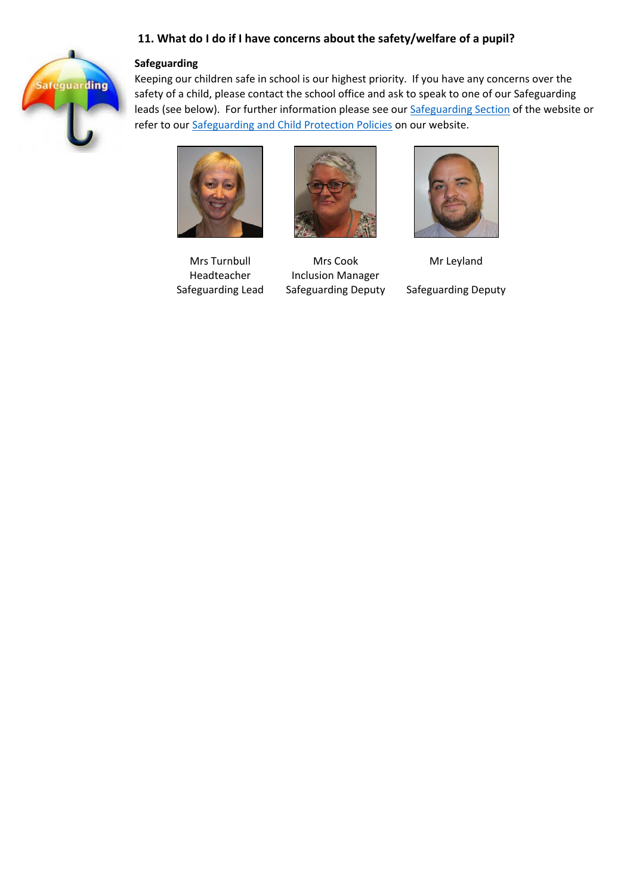## 11. What do I do if I have concerns about the safety/welfare of a pupil?

**Safeguarding**

Keeping our children safe in school is our highest priority. If you have any concerns over the safety of a child, please contact the school office and ask to speak to one of our Safeguarding leads (see below). For further information please see our Safeguarding Section of the website or refer to our Safeguarding and Child Protection Policies on our website.

| | | |
|---|---|---|
| Mrs Turnbull | Mrs Cook | Mr Leyland |
| Headteacher | Inclusion Manager | |
| Safeguarding Lead | Safeguarding Deputy | Safeguarding Deputy |